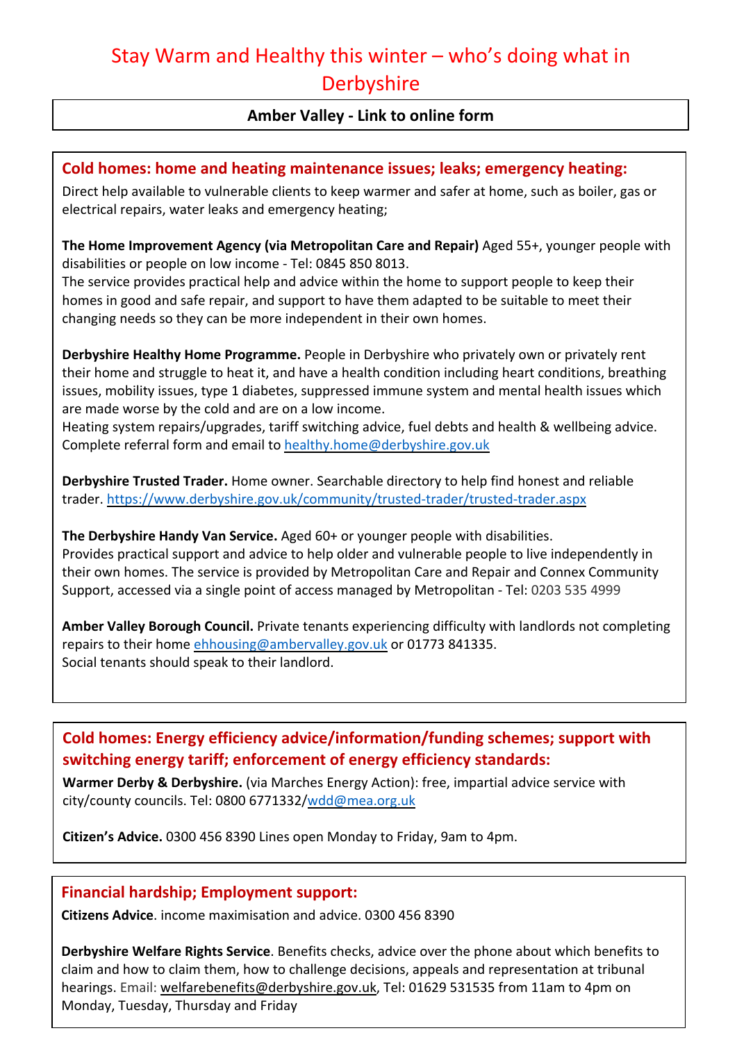# Stay Warm and Healthy this winter – who's doing what in Derbyshire

**Amber Valley - Link to online form**

## Cold homes: home and heating maintenance issues; leaks; emergency heating:

Direct help available to vulnerable clients to keep warmer and safer at home, such as boiler, gas or electrical repairs, water leaks and emergency heating;

**The Home Improvement Agency (via Metropolitan Care and Repair)** Aged 55+, younger people with disabilities or people on low income - Tel: 0845 850 8013.
The service provides practical help and advice within the home to support people to keep their homes in good and safe repair, and support to have them adapted to be suitable to meet their changing needs so they can be more independent in their own homes.

**Derbyshire Healthy Home Programme.** People in Derbyshire who privately own or privately rent their home and struggle to heat it, and have a health condition including heart conditions, breathing issues, mobility issues, type 1 diabetes, suppressed immune system and mental health issues which are made worse by the cold and are on a low income.
Heating system repairs/upgrades, tariff switching advice, fuel debts and health & wellbeing advice.
Complete referral form and email to healthy.home@derbyshire.gov.uk

**Derbyshire Trusted Trader.** Home owner. Searchable directory to help find honest and reliable trader. https://www.derbyshire.gov.uk/community/trusted-trader/trusted-trader.aspx

**The Derbyshire Handy Van Service.** Aged 60+ or younger people with disabilities.
Provides practical support and advice to help older and vulnerable people to live independently in their own homes. The service is provided by Metropolitan Care and Repair and Connex Community Support, accessed via a single point of access managed by Metropolitan - Tel: 0203 535 4999

**Amber Valley Borough Council.** Private tenants experiencing difficulty with landlords not completing repairs to their home ehhousing@ambervalley.gov.uk or 01773 841335.
Social tenants should speak to their landlord.

## Cold homes: Energy efficiency advice/information/funding schemes; support with switching energy tariff; enforcement of energy efficiency standards:

**Warmer Derby & Derbyshire.** (via Marches Energy Action): free, impartial advice service with city/county councils. Tel: 0800 6771332/wdd@mea.org.uk

**Citizen's Advice.** 0300 456 8390 Lines open Monday to Friday, 9am to 4pm.

## Financial hardship; Employment support:

**Citizens Advice**. income maximisation and advice. 0300 456 8390

**Derbyshire Welfare Rights Service**. Benefits checks, advice over the phone about which benefits to claim and how to claim them, how to challenge decisions, appeals and representation at tribunal hearings. Email: welfarebenefits@derbyshire.gov.uk, Tel: 01629 531535 from 11am to 4pm on Monday, Tuesday, Thursday and Friday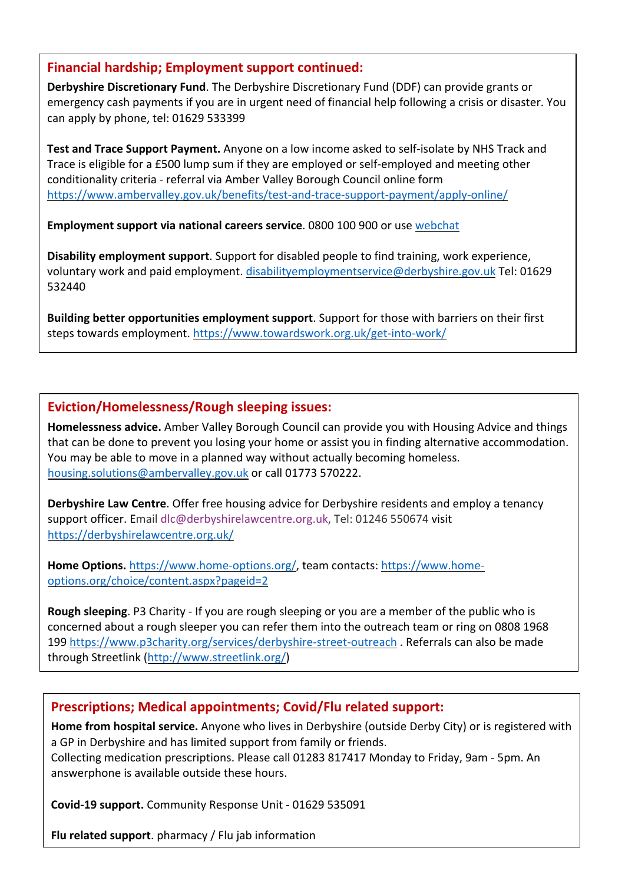## Financial hardship; Employment support continued:

**Derbyshire Discretionary Fund**. The Derbyshire Discretionary Fund (DDF) can provide grants or emergency cash payments if you are in urgent need of financial help following a crisis or disaster. You can apply by phone, tel: 01629 533399

**Test and Trace Support Payment.** Anyone on a low income asked to self-isolate by NHS Track and Trace is eligible for a £500 lump sum if they are employed or self-employed and meeting other conditionality criteria - referral via Amber Valley Borough Council online form https://www.ambervalley.gov.uk/benefits/test-and-trace-support-payment/apply-online/

**Employment support via national careers service**. 0800 100 900 or use webchat

**Disability employment support**. Support for disabled people to find training, work experience, voluntary work and paid employment. disabilityemploymentservice@derbyshire.gov.uk Tel: 01629 532440

**Building better opportunities employment support**. Support for those with barriers on their first steps towards employment. https://www.towardswork.org.uk/get-into-work/

## Eviction/Homelessness/Rough sleeping issues:

**Homelessness advice.** Amber Valley Borough Council can provide you with Housing Advice and things that can be done to prevent you losing your home or assist you in finding alternative accommodation. You may be able to move in a planned way without actually becoming homeless. housing.solutions@ambervalley.gov.uk or call 01773 570222.

**Derbyshire Law Centre**. Offer free housing advice for Derbyshire residents and employ a tenancy support officer. Email dlc@derbyshirelawcentre.org.uk, Tel: 01246 550674 visit https://derbyshirelawcentre.org.uk/

**Home Options.** https://www.home-options.org/, team contacts: https://www.home-options.org/choice/content.aspx?pageid=2

**Rough sleeping**. P3 Charity - If you are rough sleeping or you are a member of the public who is concerned about a rough sleeper you can refer them into the outreach team or ring on 0808 1968 199 https://www.p3charity.org/services/derbyshire-street-outreach . Referrals can also be made through Streetlink (http://www.streetlink.org/)

## Prescriptions; Medical appointments; Covid/Flu related support:

**Home from hospital service.** Anyone who lives in Derbyshire (outside Derby City) or is registered with a GP in Derbyshire and has limited support from family or friends.
Collecting medication prescriptions. Please call 01283 817417 Monday to Friday, 9am - 5pm. An answerphone is available outside these hours.

**Covid-19 support.** Community Response Unit - 01629 535091

**Flu related support**. pharmacy / Flu jab information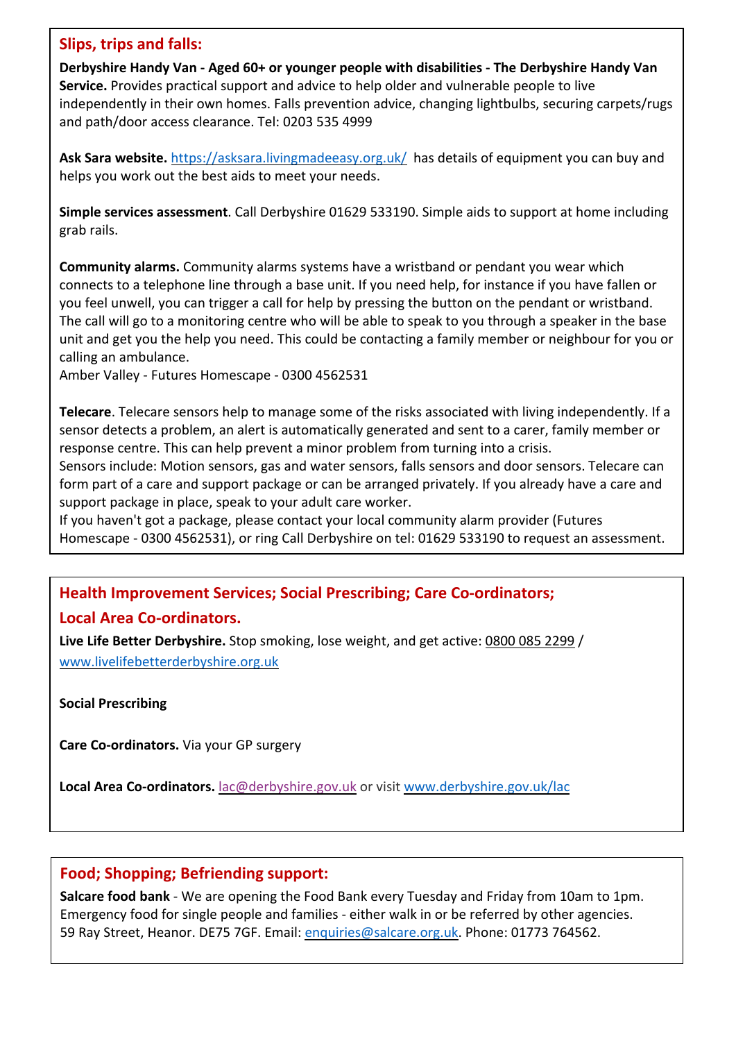## Slips, trips and falls:

**Derbyshire Handy Van - Aged 60+ or younger people with disabilities - The Derbyshire Handy Van Service.** Provides practical support and advice to help older and vulnerable people to live independently in their own homes. Falls prevention advice, changing lightbulbs, securing carpets/rugs and path/door access clearance. Tel: 0203 535 4999

**Ask Sara website.** https://asksara.livingmadeeasy.org.uk/ has details of equipment you can buy and helps you work out the best aids to meet your needs.

**Simple services assessment**. Call Derbyshire 01629 533190. Simple aids to support at home including grab rails.

**Community alarms.** Community alarms systems have a wristband or pendant you wear which connects to a telephone line through a base unit. If you need help, for instance if you have fallen or you feel unwell, you can trigger a call for help by pressing the button on the pendant or wristband. The call will go to a monitoring centre who will be able to speak to you through a speaker in the base unit and get you the help you need. This could be contacting a family member or neighbour for you or calling an ambulance.
Amber Valley - Futures Homescape - 0300 4562531

**Telecare**. Telecare sensors help to manage some of the risks associated with living independently. If a sensor detects a problem, an alert is automatically generated and sent to a carer, family member or response centre. This can help prevent a minor problem from turning into a crisis.
Sensors include: Motion sensors, gas and water sensors, falls sensors and door sensors. Telecare can form part of a care and support package or can be arranged privately. If you already have a care and support package in place, speak to your adult care worker.
If you haven't got a package, please contact your local community alarm provider (Futures Homescape - 0300 4562531), or ring Call Derbyshire on tel: 01629 533190 to request an assessment.

## Health Improvement Services; Social Prescribing; Care Co-ordinators; Local Area Co-ordinators.

**Live Life Better Derbyshire.** Stop smoking, lose weight, and get active: 0800 085 2299 / www.livelifebetterderbyshire.org.uk

**Social Prescribing**

**Care Co-ordinators.** Via your GP surgery

**Local Area Co-ordinators.** lac@derbyshire.gov.uk or visit www.derbyshire.gov.uk/lac

## Food; Shopping; Befriending support:

**Salcare food bank** - We are opening the Food Bank every Tuesday and Friday from 10am to 1pm. Emergency food for single people and families - either walk in or be referred by other agencies. 59 Ray Street, Heanor. DE75 7GF. Email: enquiries@salcare.org.uk. Phone: 01773 764562.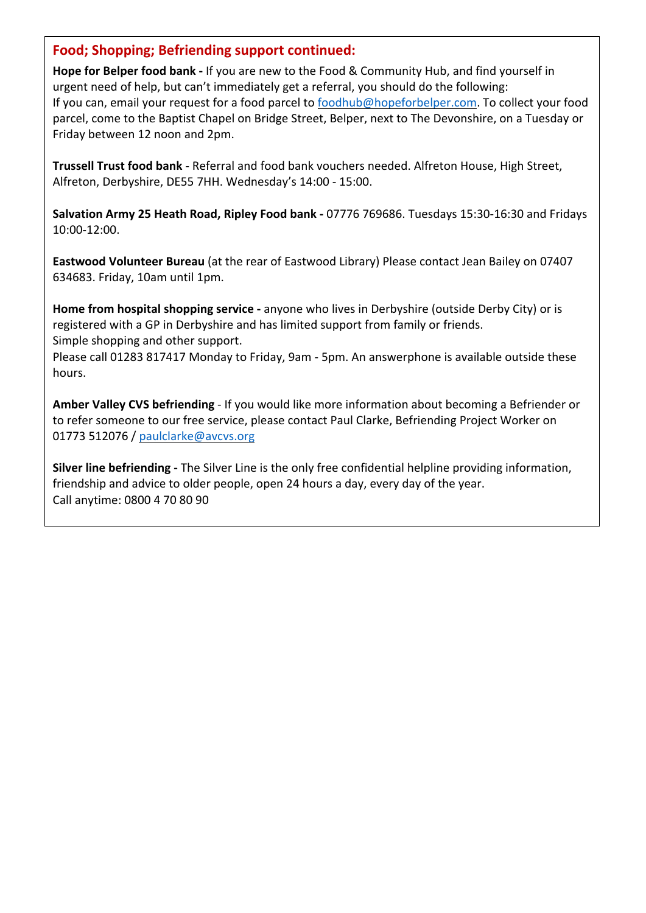## Food; Shopping; Befriending support continued:

**Hope for Belper food bank -** If you are new to the Food & Community Hub, and find yourself in urgent need of help, but can't immediately get a referral, you should do the following:
If you can, email your request for a food parcel to foodhub@hopeforbelper.com. To collect your food parcel, come to the Baptist Chapel on Bridge Street, Belper, next to The Devonshire, on a Tuesday or Friday between 12 noon and 2pm.

**Trussell Trust food bank** - Referral and food bank vouchers needed. Alfreton House, High Street, Alfreton, Derbyshire, DE55 7HH. Wednesday's 14:00 - 15:00.

**Salvation Army 25 Heath Road, Ripley Food bank -** 07776 769686. Tuesdays 15:30-16:30 and Fridays 10:00-12:00.

**Eastwood Volunteer Bureau** (at the rear of Eastwood Library) Please contact Jean Bailey on 07407 634683. Friday, 10am until 1pm.

**Home from hospital shopping service -** anyone who lives in Derbyshire (outside Derby City) or is registered with a GP in Derbyshire and has limited support from family or friends.
Simple shopping and other support.
Please call 01283 817417 Monday to Friday, 9am - 5pm. An answerphone is available outside these hours.

**Amber Valley CVS befriending** - If you would like more information about becoming a Befriender or to refer someone to our free service, please contact Paul Clarke, Befriending Project Worker on 01773 512076 / paulclarke@avcvs.org

**Silver line befriending -** The Silver Line is the only free confidential helpline providing information, friendship and advice to older people, open 24 hours a day, every day of the year.
Call anytime: 0800 4 70 80 90